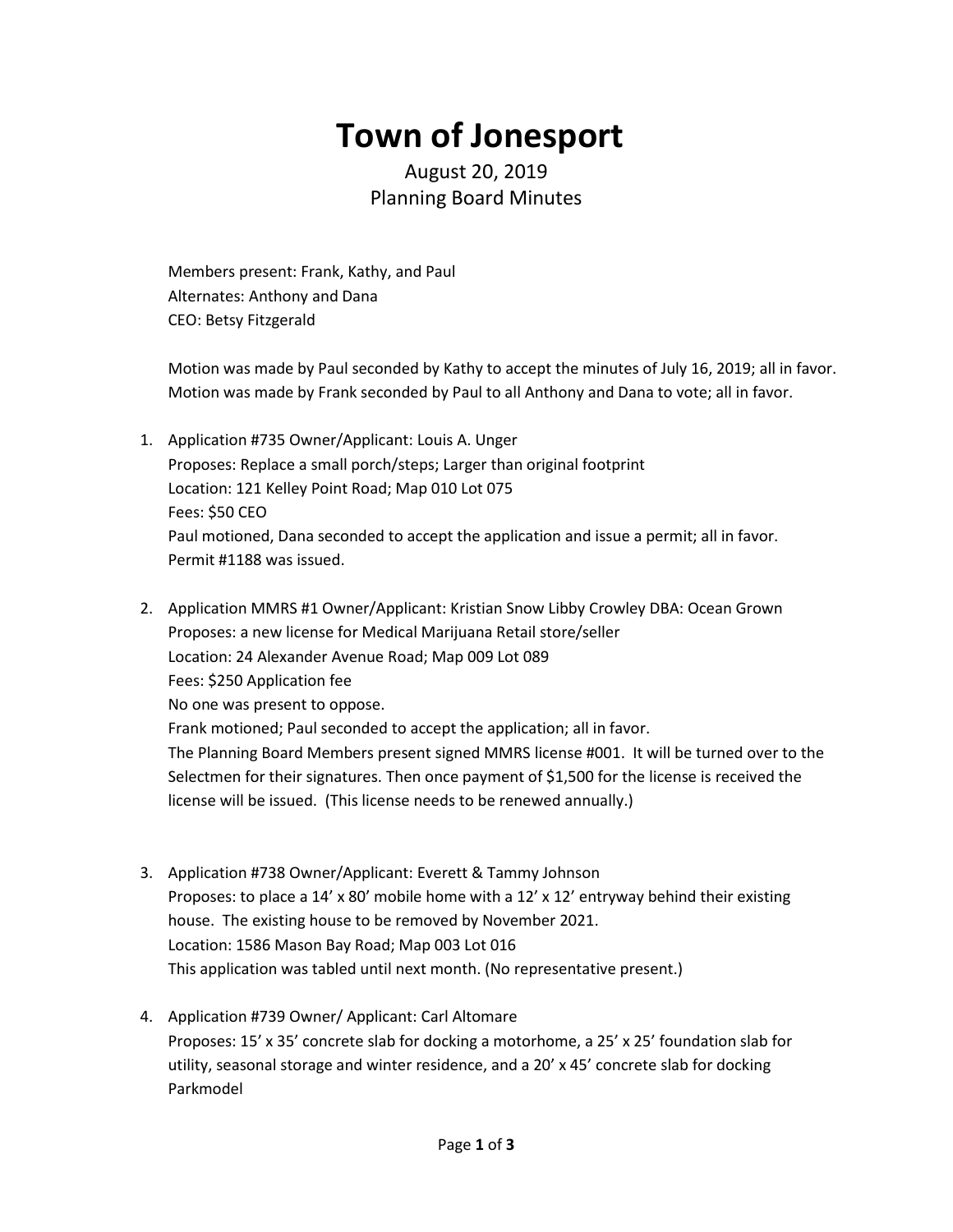# Town of Jonesport

August 20, 2019
Planning Board Minutes

Members present: Frank, Kathy, and Paul
Alternates: Anthony and Dana
CEO: Betsy Fitzgerald

Motion was made by Paul seconded by Kathy to accept the minutes of July 16, 2019; all in favor.
Motion was made by Frank seconded by Paul to all Anthony and Dana to vote; all in favor.

1. Application #735 Owner/Applicant: Louis A. Unger
   Proposes: Replace a small porch/steps; Larger than original footprint
   Location: 121 Kelley Point Road; Map 010 Lot 075
   Fees: $50 CEO
   Paul motioned, Dana seconded to accept the application and issue a permit; all in favor.
   Permit #1188 was issued.

2. Application MMRS #1 Owner/Applicant: Kristian Snow Libby Crowley DBA: Ocean Grown
   Proposes: a new license for Medical Marijuana Retail store/seller
   Location: 24 Alexander Avenue Road; Map 009 Lot 089
   Fees: $250 Application fee
   No one was present to oppose.
   Frank motioned; Paul seconded to accept the application; all in favor.
   The Planning Board Members present signed MMRS license #001. It will be turned over to the Selectmen for their signatures. Then once payment of $1,500 for the license is received the license will be issued. (This license needs to be renewed annually.)

3. Application #738 Owner/Applicant: Everett & Tammy Johnson
   Proposes: to place a 14' x 80' mobile home with a 12' x 12' entryway behind their existing house. The existing house to be removed by November 2021.
   Location: 1586 Mason Bay Road; Map 003 Lot 016
   This application was tabled until next month. (No representative present.)

4. Application #739 Owner/ Applicant: Carl Altomare
   Proposes: 15' x 35' concrete slab for docking a motorhome, a 25' x 25' foundation slab for utility, seasonal storage and winter residence, and a 20' x 45' concrete slab for docking Parkmodel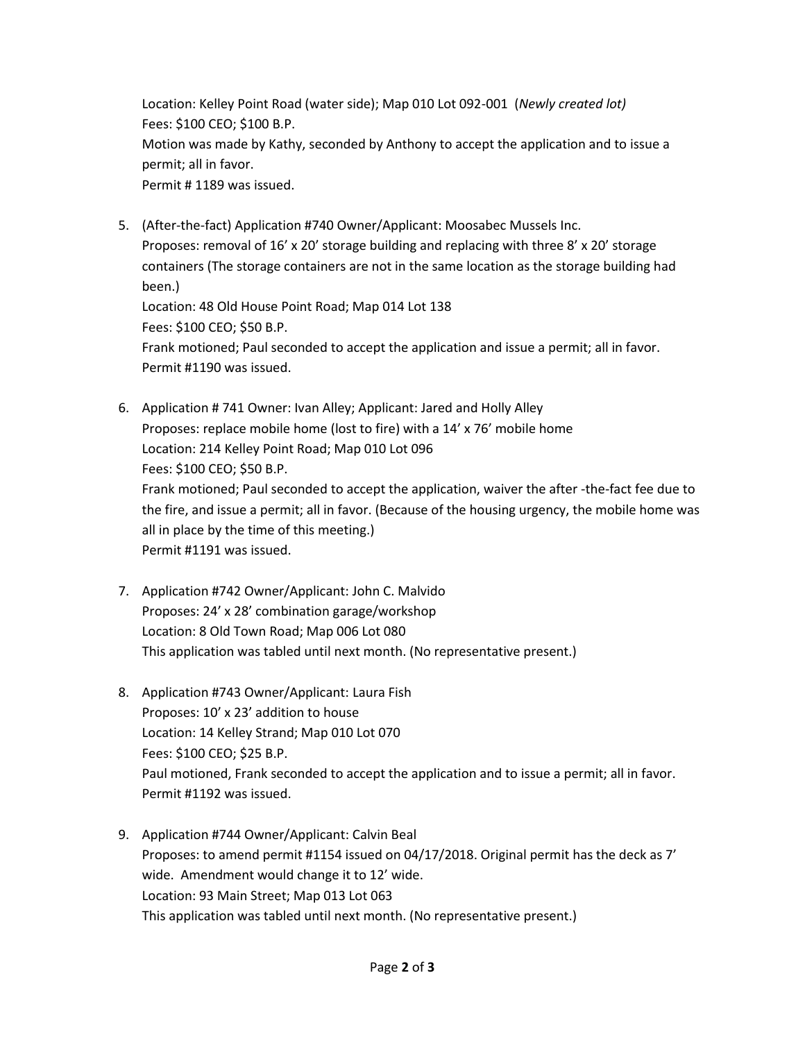Location: Kelley Point Road (water side); Map 010 Lot 092-001 (*Newly created lot)*
Fees: $100 CEO; $100 B.P.
Motion was made by Kathy, seconded by Anthony to accept the application and to issue a permit; all in favor.
Permit # 1189 was issued.

5. (After-the-fact) Application #740 Owner/Applicant: Moosabec Mussels Inc.
   Proposes: removal of 16' x 20' storage building and replacing with three 8' x 20' storage containers (The storage containers are not in the same location as the storage building had been.)
   Location: 48 Old House Point Road; Map 014 Lot 138
   Fees: $100 CEO; $50 B.P.
   Frank motioned; Paul seconded to accept the application and issue a permit; all in favor.
   Permit #1190 was issued.

6. Application # 741 Owner: Ivan Alley; Applicant: Jared and Holly Alley
   Proposes: replace mobile home (lost to fire) with a 14' x 76' mobile home
   Location: 214 Kelley Point Road; Map 010 Lot 096
   Fees: $100 CEO; $50 B.P.
   Frank motioned; Paul seconded to accept the application, waiver the after -the-fact fee due to the fire, and issue a permit; all in favor. (Because of the housing urgency, the mobile home was all in place by the time of this meeting.)
   Permit #1191 was issued.

7. Application #742 Owner/Applicant: John C. Malvido
   Proposes: 24' x 28' combination garage/workshop
   Location: 8 Old Town Road; Map 006 Lot 080
   This application was tabled until next month. (No representative present.)

8. Application #743 Owner/Applicant: Laura Fish
   Proposes: 10' x 23' addition to house
   Location: 14 Kelley Strand; Map 010 Lot 070
   Fees: $100 CEO; $25 B.P.
   Paul motioned, Frank seconded to accept the application and to issue a permit; all in favor.
   Permit #1192 was issued.

9. Application #744 Owner/Applicant: Calvin Beal
   Proposes: to amend permit #1154 issued on 04/17/2018. Original permit has the deck as 7' wide. Amendment would change it to 12' wide.
   Location: 93 Main Street; Map 013 Lot 063
   This application was tabled until next month. (No representative present.)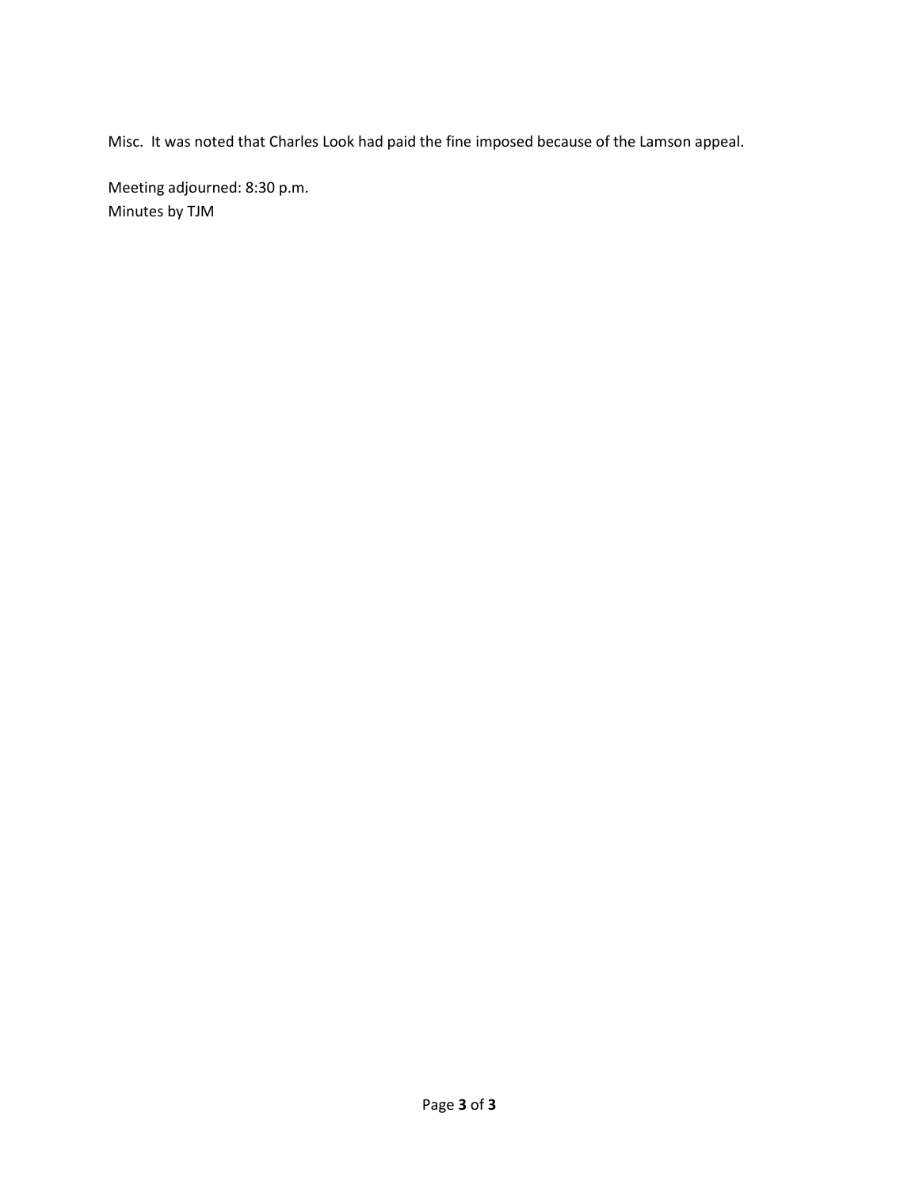Misc. It was noted that Charles Look had paid the fine imposed because of the Lamson appeal.

Meeting adjourned: 8:30 p.m.
Minutes by TJM